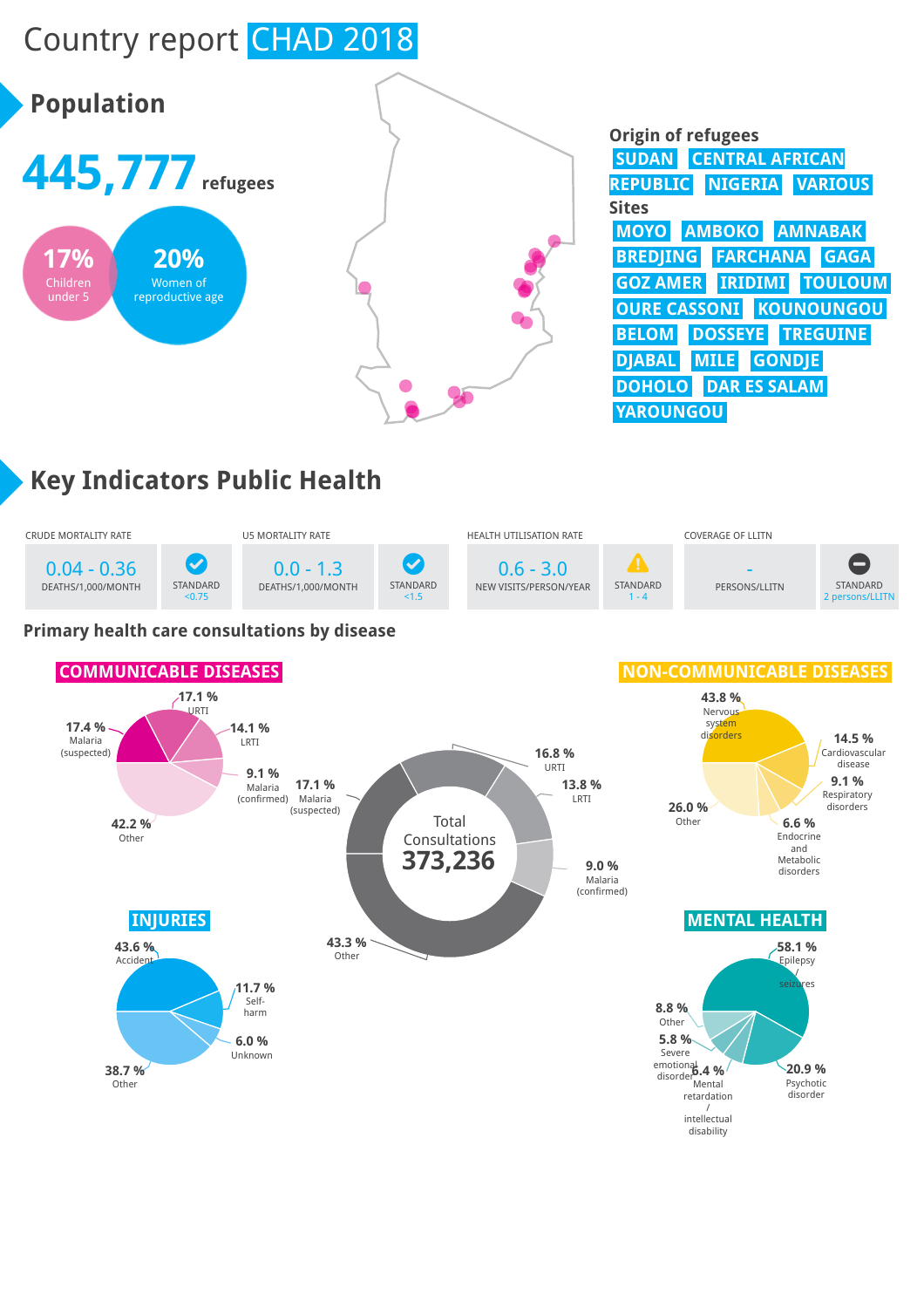# Country report CHAD 2018

## Population

**445,777** refugees

- 17% Children under 5
- 20% Women of reproductive age

**Origin of refugees**

SUDAN, CENTRAL AFRICAN REPUBLIC, NIGERIA, VARIOUS

**Sites**

MOYO, AMBOKO, AMNABAK, BREDJING, FARCHANA, GAGA, GOZ AMER, IRIDIMI, TOULOUM, OURE CASSONI, KOUNOUNGOU, BELOM, DOSSEYE, TREGUINE, DJABAL, MILE, GONDJE, DOHOLO, DAR ES SALAM, YAROUNGOU

## Key Indicators Public Health

| CRUDE MORTALITY RATE | | U5 MORTALITY RATE | | HEALTH UTILISATION RATE | | COVERAGE OF LLITN | |
|---|---|---|---|---|---|---|---|
| 0.04 - 0.36 DEATHS/1,000/MONTH | STANDARD <0.75 | 0.0 - 1.3 DEATHS/1,000/MONTH | STANDARD <1.5 | 0.6 - 3.0 NEW VISITS/PERSON/YEAR | STANDARD 1 - 4 | - PERSONS/LLITN | STANDARD 2 persons/LLITN |

### Primary health care consultations by disease

**Total Consultations 373,236**

- 43.3 % Other
- 17.1 % Malaria (suspected)
- 16.8 % URTI
- 13.8 % LRTI
- 9.0 % Malaria (confirmed)

**COMMUNICABLE DISEASES**

- 42.2 % Other
- 17.4 % Malaria (suspected)
- 17.1 % URTI
- 14.1 % LRTI
- 9.1 % Malaria (confirmed)

**NON-COMMUNICABLE DISEASES**

- 43.8 % Nervous system disorders
- 26.0 % Other
- 14.5 % Cardiovascular disease
- 9.1 % Respiratory disorders
- 6.6 % Endocrine and Metabolic disorders

**INJURIES**

- 43.6 % Accident
- 38.7 % Other
- 11.7 % Self-harm
- 6.0 % Unknown

**MENTAL HEALTH**

- 58.1 % Epilepsy / seizures
- 20.9 % Psychotic disorder
- 8.8 % Other
- 6.4 % Mental retardation / intellectual disability
- 5.8 % Severe emotional disorder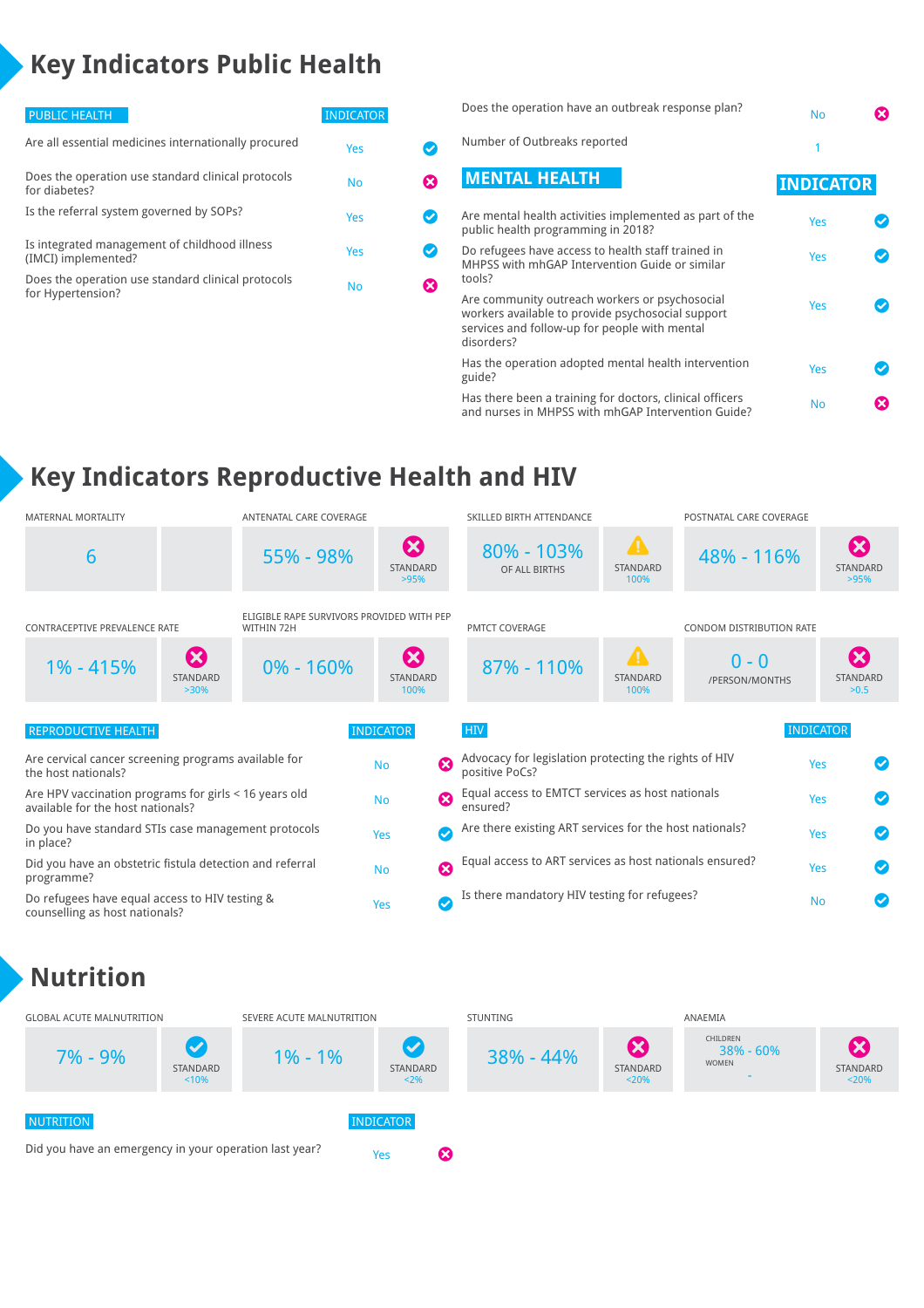# Key Indicators Public Health

| PUBLIC HEALTH | INDICATOR | |
|---|---|---|
| Are all essential medicines internationally procured | Yes | ✔ |
| Does the operation use standard clinical protocols for diabetes? | No | ✖ |
| Is the referral system governed by SOPs? | Yes | ✔ |
| Is integrated management of childhood illness (IMCI) implemented? | Yes | ✔ |
| Does the operation use standard clinical protocols for Hypertension? | No | ✖ |
| Does the operation have an outbreak response plan? | No | ✖ |
| Number of Outbreaks reported | 1 | |

| MENTAL HEALTH | INDICATOR | |
|---|---|---|
| Are mental health activities implemented as part of the public health programming in 2018? | Yes | ✔ |
| Do refugees have access to health staff trained in MHPSS with mhGAP Intervention Guide or similar tools? | Yes | ✔ |
| Are community outreach workers or psychosocial workers available to provide psychosocial support services and follow-up for people with mental disorders? | Yes | ✔ |
| Has the operation adopted mental health intervention guide? | Yes | ✔ |
| Has there been a training for doctors, clinical officers and nurses in MHPSS with mhGAP Intervention Guide? | No | ✖ |

# Key Indicators Reproductive Health and HIV

| Indicator | Value | Standard |
|---|---|---|
| MATERNAL MORTALITY | 6 | |
| ANTENATAL CARE COVERAGE | 55% - 98% | ✖ STANDARD >95% |
| SKILLED BIRTH ATTENDANCE | 80% - 103% OF ALL BIRTHS | ⚠ STANDARD 100% |
| POSTNATAL CARE COVERAGE | 48% - 116% | ✖ STANDARD >95% |
| CONTRACEPTIVE PREVALENCE RATE | 1% - 415% | ✖ STANDARD >30% |
| ELIGIBLE RAPE SURVIVORS PROVIDED WITH PEP WITHIN 72H | 0% - 160% | ✖ STANDARD 100% |
| PMTCT COVERAGE | 87% - 110% | ⚠ STANDARD 100% |
| CONDOM DISTRIBUTION RATE | 0 - 0 /PERSON/MONTHS | ✖ STANDARD >0.5 |

| REPRODUCTIVE HEALTH | INDICATOR | |
|---|---|---|
| Are cervical cancer screening programs available for the host nationals? | No | ✖ |
| Are HPV vaccination programs for girls < 16 years old available for the host nationals? | No | ✖ |
| Do you have standard STIs case management protocols in place? | Yes | ✔ |
| Did you have an obstetric fistula detection and referral programme? | No | ✖ |
| Do refugees have equal access to HIV testing & counselling as host nationals? | Yes | ✔ |

| HIV | INDICATOR | |
|---|---|---|
| Advocacy for legislation protecting the rights of HIV positive PoCs? | Yes | ✔ |
| Equal access to EMTCT services as host nationals ensured? | Yes | ✔ |
| Are there existing ART services for the host nationals? | Yes | ✔ |
| Equal access to ART services as host nationals ensured? | Yes | ✔ |
| Is there mandatory HIV testing for refugees? | No | ✔ |

# Nutrition

| Indicator | Value | Standard |
|---|---|---|
| GLOBAL ACUTE MALNUTRITION | 7% - 9% | ✔ STANDARD <10% |
| SEVERE ACUTE MALNUTRITION | 1% - 1% | ✔ STANDARD <2% |
| STUNTING | 38% - 44% | ✖ STANDARD <20% |
| ANAEMIA | CHILDREN 38% - 60%; WOMEN - | ✖ STANDARD <20% |

| NUTRITION | INDICATOR | |
|---|---|---|
| Did you have an emergency in your operation last year? | Yes | ✖ |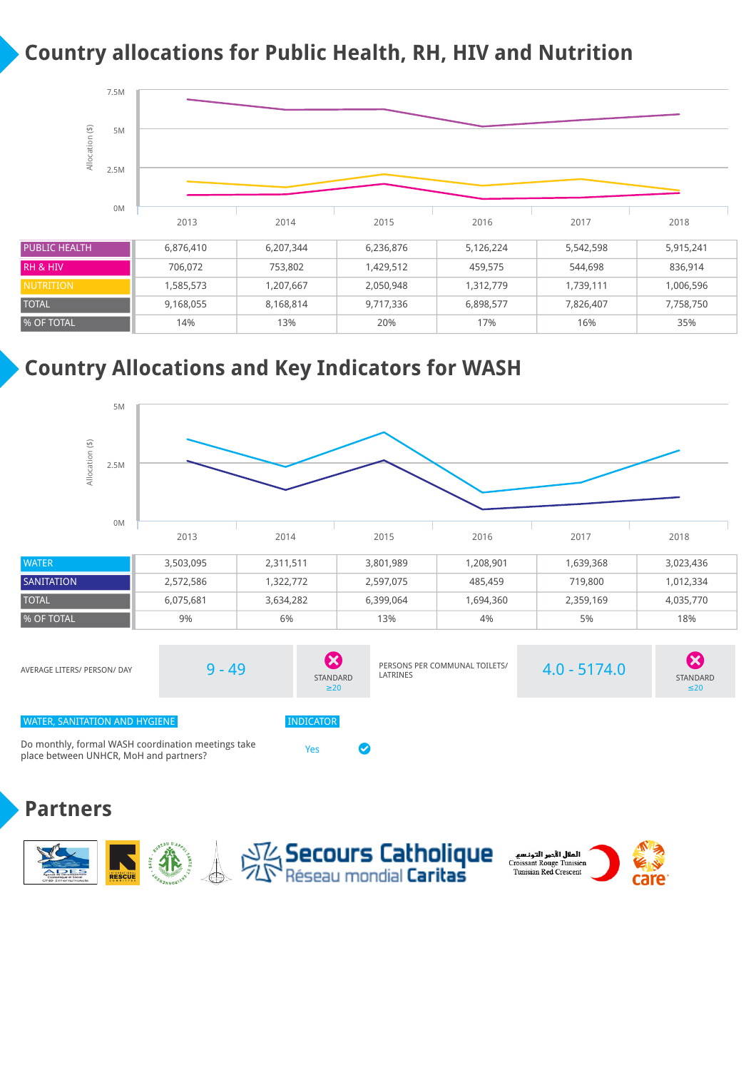# Country allocations for Public Health, RH, HIV and Nutrition

Allocation ($)

7.5M
5M
2.5M
0M

2013 2014 2015 2016 2017 2018

| | 2013 | 2014 | 2015 | 2016 | 2017 | 2018 |
|---|---|---|---|---|---|---|
| PUBLIC HEALTH | 6,876,410 | 6,207,344 | 6,236,876 | 5,126,224 | 5,542,598 | 5,915,241 |
| RH & HIV | 706,072 | 753,802 | 1,429,512 | 459,575 | 544,698 | 836,914 |
| NUTRITION | 1,585,573 | 1,207,667 | 2,050,948 | 1,312,779 | 1,739,111 | 1,006,596 |
| TOTAL | 9,168,055 | 8,168,814 | 9,717,336 | 6,898,577 | 7,826,407 | 7,758,750 |
| % OF TOTAL | 14% | 13% | 20% | 17% | 16% | 35% |

# Country Allocations and Key Indicators for WASH

Allocation ($)

5M
2.5M
0M

2013 2014 2015 2016 2017 2018

| | 2013 | 2014 | 2015 | 2016 | 2017 | 2018 |
|---|---|---|---|---|---|---|
| WATER | 3,503,095 | 2,311,511 | 3,801,989 | 1,208,901 | 1,639,368 | 3,023,436 |
| SANITATION | 2,572,586 | 1,322,772 | 2,597,075 | 485,459 | 719,800 | 1,012,334 |
| TOTAL | 6,075,681 | 3,634,282 | 6,399,064 | 1,694,360 | 2,359,169 | 4,035,770 |
| % OF TOTAL | 9% | 6% | 13% | 4% | 5% | 18% |

| | | | | | |
|---|---|---|---|---|---|
| AVERAGE LITERS/ PERSON/ DAY | 9 - 49 | STANDARD ≥20 | PERSONS PER COMMUNAL TOILETS/ LATRINES | 4.0 - 5174.0 | STANDARD ≤20 |

| WATER, SANITATION AND HYGIENE | INDICATOR |
|---|---|
| Do monthly, formal WASH coordination meetings take place between UNHCR, MoH and partners? | Yes |

# Partners

Secours Catholique Réseau mondial Caritas

الهلال الأحمر التونسي
Croissant Rouge Tunisien
Tunisian Red Crescent

care